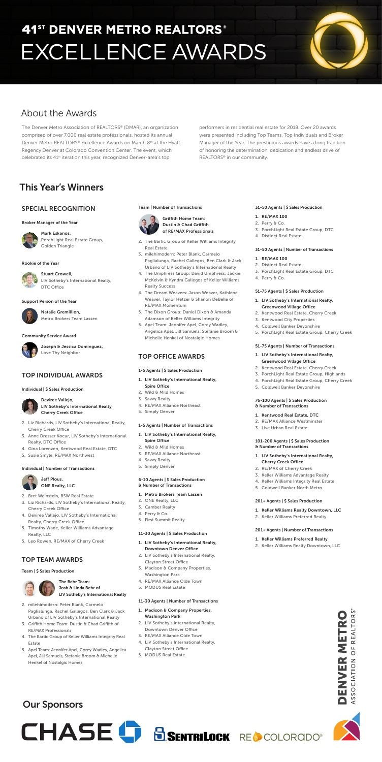# 41ST DENVER METRO REALTORS® EXCELLENCE AWARDS

## About the Awards

The Denver Metro Association of REALTORS® (DMAR), an organization comprised of over 7,000 real estate professionals, hosted its annual Denver Metro REALTORS® Excellence Awards on March 8th at the Hyatt Regency Denver at Colorado Convention Center. The event, which celebrated its 41st iteration this year, recognized Denver-area's top performers in residential real estate for 2018. Over 20 awards were presented including Top Teams, Top Individuals and Broker Manager of the Year. The prestigious awards have a long tradition of honoring the determination, dedication and endless drive of REALTORS® in our community.

## This Year's Winners

### SPECIAL RECOGNITION

#### Broker Manager of the Year

**Mark Eskanos,**
PorchLight Real Estate Group, Golden Triangle

#### Rookie of the Year

**Stuart Crowell,**
LIV Sotheby's International Realty, DTC Office

#### Support Person of the Year

**Natalie Gremillion,**
Metro Brokers Team Lassen

#### Community Service Award

**Joseph & Jessica Dominguez,**
Love Thy Neighbor

### TOP INDIVIDUAL AWARDS

#### Individual | $ Sales Production

**Deviree Vallejo,**
**LIV Sotheby's International Realty, Cherry Creek Office**

2. Liz Richards, LIV Sotheby's International Realty, Cherry Creek Office
3. Anne Dresser Kocur, LIV Sotheby's International Realty, DTC Office
4. Gina Lorenzen, Kentwood Real Estate, DTC
5. Susie Smyle, RE/MAX Northwest

#### Individual | Number of Transactions

**Jeff Plous,**
**ONE Realty, LLC**

2. Bret Weinstein, BSW Real Estate
3. Liz Richards, LIV Sotheby's International Realty, Cherry Creek Office
4. Deviree Vallejo, LIV Sotheby's International Realty, Cherry Creek Office
5. Timothy Wade, Keller Williams Advantage Realty, LLC
5. Leo Rowen, RE/MAX of Cherry Creek

### TOP TEAM AWARDS

#### Team | $ Sales Production

**The Behr Team:**
**Josh & Linda Behr of**
**LIV Sotheby's International Realty**

2. milehimodern: Peter Blank, Carmelo Paglialunga, Rachel Gallegos, Ben Clark & Jack Urbano of LIV Sotheby's International Realty
3. Griffith Home Team: Dustin & Chad Griffith of RE/MAX Professionals
4. The Bartic Group of Keller Williams Integrity Real Estate
5. Apel Team: Jennifer Apel, Corey Wadley, Angelica Apel, Jill Samuels, Stefanie Broom & Michelle Henkel of Nostalgic Homes

#### Team | Number of Transactions

**Griffith Home Team:**
**Dustin & Chad Griffith**
**of RE/MAX Professionals**

2. The Bartic Group of Keller Williams Integrity Real Estate
3. milehimodern: Peter Blank, Carmelo Paglialunga, Rachel Gallegos, Ben Clark & Jack Urbano of LIV Sotheby's International Realty
4. The Umphress Group: David Umphress, Jackie McKelvin & Kyndra Gallegos of Keller Williams Realty Success
4. The Dream Weavers: Jason Weaver, Kathlene Weaver, Taylor Hetzer & Shanon DeBelle of RE/MAX Momentum
5. The Dixon Group: Daniel Dixon & Amanda Adamson of Keller Williams Integrity
5. Apel Team: Jennifer Apel, Corey Wadley, Angelica Apel, Jill Samuels, Stefanie Broom & Michelle Henkel of Nostalgic Homes

### TOP OFFICE AWARDS

#### 1-5 Agents | $ Sales Production

1. **LIV Sotheby's International Realty, Spire Office**
2. Wild & Mild Homes
3. Savvy Realty
4. RE/MAX Alliance Northeast
5. Simply Denver

#### 1-5 Agents | Number of Transactions

1. **LIV Sotheby's International Realty, Spire Office**
2. Wild & Mild Homes
3. RE/MAX Alliance Northeast
4. Savvy Realty
5. Simply Denver

#### 6-10 Agents | $ Sales Production & Number of Transactions

1. **Metro Brokers Team Lassen**
2. ONE Realty, LLC
3. Camber Realty
4. Perry & Co.
5. First Summit Realty

#### 11-30 Agents | $ Sales Production

1. **LIV Sotheby's International Realty, Downtown Denver Office**
2. LIV Sotheby's International Realty, Clayton Street Office
3. Madison & Company Properties, Washington Park
4. RE/MAX Alliance Olde Town
5. MODUS Real Estate

#### 11-30 Agents | Number of Transactions

1. **Madison & Company Properties, Washington Park**
2. LIV Sotheby's International Realty, Downtown Denver Office
3. RE/MAX Alliance Olde Town
4. LIV Sotheby's International Realty, Clayton Street Office
5. MODUS Real Estate

#### 31-50 Agents | $ Sales Production

1. **RE/MAX 100**
2. Perry & Co.
3. PorchLight Real Estate Group, DTC
4. Distinct Real Estate

#### 31-50 Agents | Number of Transactions

1. **RE/MAX 100**
2. Distinct Real Estate
3. PorchLight Real Estate Group, DTC
4. Perry & Co.

#### 51-75 Agents | $ Sales Production

1. **LIV Sotheby's International Realty, Greenwood Village Office**
2. Kentwood Real Estate, Cherry Creek
3. Kentwood City Properties
4. Coldwell Banker Devonshire
5. PorchLight Real Estate Group, Cherry Creek

#### 51-75 Agents | Number of Transactions

1. **LIV Sotheby's International Realty, Greenwood Village Office**
2. Kentwood Real Estate, Cherry Creek
3. PorchLight Real Estate Group, Highlands
4. PorchLight Real Estate Group, Cherry Creek
5. Coldwell Banker Devonshire

#### 76-100 Agents | $ Sales Production & Number of Transactions

1. **Kentwood Real Estate, DTC**
2. RE/MAX Alliance Westminster
3. Live Urban Real Estate

#### 101-200 Agents | $ Sales Production & Number of Transactions

1. **LIV Sotheby's International Realty, Cherry Creek Office**
2. RE/MAX of Cherry Creek
3. Keller Williams Advantage Realty
4. Keller Williams Integrity Real Estate
5. Coldwell Banker North Metro

#### 201+ Agents | $ Sales Production

1. **Keller Williams Realty Downtown, LLC**
2. Keller Williams Preferred Realty

#### 201+ Agents | Number of Transactions

1. **Keller Williams Preferred Realty**
2. Keller Williams Realty Downtown, LLC

DENVER METRO ASSOCIATION OF REALTORS®

## Our Sponsors

CHASE | SENTRILOCK | RE COLORADO®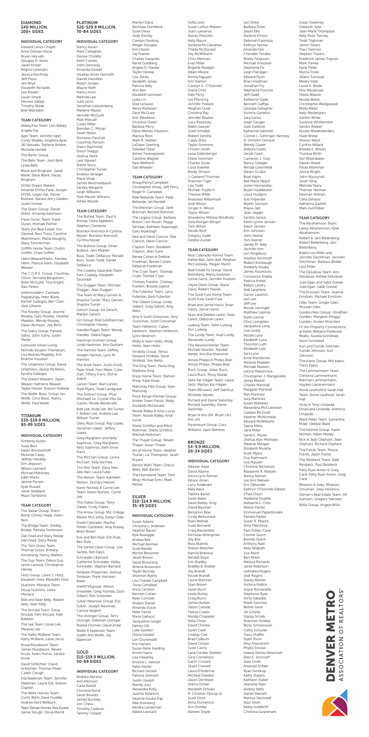## DIAMOND $40 MILLION, 100+ SIDES

### INDIVIDUAL CATEGORY

Edward Lance Chayet
Anne Dresser Kocur
Bryon Horvath
Douglas D. Kerbs
Janet Kritzer
Regina Lorenzen
Jessica Northrop
Jeff Plous
Jim Rhye
Elizabeth Richards
Leo Rowen
Susan Smyle
Devinee Vallejo
Timothy Wade
Bret Weinstein

### TEAM CATEGORY

Abbey/Fox Team: Lori Abbey, Angela Fox

Apel Team: Jennifer Apel, Corey Wadley, Angelica Apel, Jill Samuels, Stefanie Broom, Michelle Henkel

The Bartic Group

The Behr Team: Josh Behr, Linda Behr

Blank and Bingham: Jared Blank, Steve Blank, Kacey Bingham

DiVito Dream Makers: Amanda DiVito Parle, Joseph DiVito, Logan Aal, Stacey Bushaw, Gerard Jerry Golden, Justin Scheer

The Dixon Group: Daniel Dixon, Amanda Adamson

Frank Duran Team: Frank Duran, Michael Palmer

Team Vivi Real Estate: Vivi Gloriod, Bess Tracy, Caroline Wachtmann, Maria Doughty, Stacy Timmerman

Griffith Home Team: Dustin Griffith, Chad Griffith

Helm/Weaver/Helm: Pamela Helm, Patricia Helm, Elizabeth Weaver

The C.O.R.E. Group: Courtney Olson, Vernette Bergstrom, Britin McGuire, Tina Knight, Alex Peters

milehimodern: Carmelo Paglialunga, Peter Blank, Rachel Gallegos, Ben Clark, Jack Urbano

The Rowley Group: Joanne Rowley, Gary Rowley, Heather Maddox, Wendy Rowley, Dawn Atchison, Joe Blinn

The Subry Group: Pamela Subry, John Subry, Justin Pfeifer

Colorado Urban Living: Nichole Vaughn Thompson, Lisa Reanea Magleby, Erin Brianne Houston

The Umphress Group: David Umphress, Jackie McKelvin, Kyndra Gallegos

The Dream Weavers: Jason Weaver, Kathlene Weaver, Taylor Hetzer, Shanon DeBelle

The Wolfe-Bouc Group: Ian Wolfe, Chris Bouc, Nancy Wolfe, Fred Wolfe

## TITANIUM $30-$39.9 MILLION, 85-99 SIDES

### INDIVIDUAL CATEGORY

Kimberly Austin
Susie Best
Karen Brinckerhoff
Mckinze Casey
Jeffrey Hendley
Erin Jeppson
Wilson Leonard
Michael Mahoney
Edith Marks
Jennie Parson
Kylie Russell
Janie Stoddard
Mauri Tamborra

### TEAM CATEGORY

The Stellar Group: Sherri Bond, Christy Hepp, Helen Kern

The Bridge Team: Shelley Bridge, Pamela Tomlinson

Dan Fead and Stacy Resop: Dan Fead, Stacy Resop

The Tom Gross Team: Thomas Gross, Brittany Armstrong, Nancy Walters

The Guy Team: Debra Guy, Leslie Lamora, Christopher Harvey

Hotz Group: Loren S. Hotz, Elizabeth Hotz, Meredith Hotz

Hutchins-Monaco Team: Doug Hutchins, Leslie Monaco

Bob and Sean Kelly: Robert Kelly, Sean Kelly

The Kincaid Team: Doug Kincaid, Pam Kincaid, Kate Baldwin

The Lee Team: Louie Lee, Melanie Lee

The Kathy McBane Team: Kathy McBane, Laine Jarvis

Kruse/Nussbaum Team: James Nussbaum, Steven Kruse, Karen Porras, Sandra Kruse

David Schlichter: David Schlichter, Thomas Pitzer, Caitlin Clough

Erb/Steelman Team: Jennifer Steelman, Laurie Erb, Sharon Clayton

The Wehr Homes Team: Curtis Wehr, Dave Huddle, Andrew Kent Welborn

Team Denver Homes: Mor Zucker, Jamie Clough, Olivia Merrill

## PLATINUM $20-$29.9 MILLION, 70-84 SIDES

### INDIVIDUAL CATEGORY

Nancy Austin
Mark Callaghan
Denise Chiraffisi
Keith Combs
John Demaray
Amanda Dowell
Heather Ehret-Faircloth
Darrell Hamilton
Rollyn Jordan
Wayne Keith
Nancy Kunz
Melinda Lee
Julie Leins
Jonathan Loewenberg
Marlene Maxon
Jennifer McGuirk
Matt Metcalf
Casey Miller
Brendan C. Moran
Sarah Nolan
Donavon Paschall
Courtney Ranson
Dawn Raymond
Elwyn Skaggs
Joshua Steck
Lark Stewart
Elaine Stucy
Christopher Tucker
Andrew Verleger
Maria Vitale
James Weichselbaum
Sandra Weigand
Leigh Wilbanks
Patti Maurer Williams
Ashlie Woods

### TEAM CATEGORY

The Bishop Team: Paul A. Bishop, Dena Appleton, Stephen Clements

Brandon Brennick & Cynthia Keyser: Brandon Brennick, Cynthia Keyser

The Bullock Group: Ethan Bullock, Jeni Moeller

Buss, Todd, DeBacco: Ronald Buss, Susan Todd, Lionel DeBacco

The Coakley Sacerdoti Team: Pam Coakley, Elizabeth Sacerdoti

The Duggan Team: Michael Duggan, Jean Duggan

The Team of Mary Gerwin & Shaylisa Turner: Mary Gerwin, Shaylisa Turner

Getsch Group: Ed Getsch, Marilyn Getsch

GH Group: Rob Goldhammer, Christopher Howey

Handler/Fagan Team: Wendy Handler, Debra Fagan

Hantman Durham Group: Linda Hantman, Ann Durham

The Harmes Team: Jeffrey Joseph Harmes, Lynn M. Harmes

The Knoll Team: Justin Knoll, Piper Knoll, Pam Meier, Colin Dart, Tiffany Franc, Richie Averill

Larson Team: Alan Larson, Nate Myers, Todd Landgrave

The Distinct Group: Phuc (Michael) Le, Crystal Villa De Castro, Nicole Westervelt

Bob Lee, Andy Lee, Bill Turner: F. Robert Lee, Andrew Lee, William Turner

Glery Ross Group: Roy Lopez, Jonathan Lopez, Jeffery Lopez

Greg Margheim and Kelly Sophinos: Greg Margheim, Kelly Sophinos, Beth Anne Davis

The McClain Group: Larina McClain, Kelly VanHee

The Neir Team: Stacy Neir, Alex Neir, Laura Fuller

The Nelson Team: Kathleen Nelson, Zachary Nelson

Karen Nichols & Corrie Lee Team: Karen Nichols, Corrie Lee

The Oakes Group: Terry Oakes, Cindy Oakes

The Arrow Group: Mic Ortega, Allison McCarthy, Evelyn Dale

Dwell Colorado: Martha Potter-Goldstein, Amy Hulsey, Brian Rosen

Erin and Ben Rule: Erin Rule, Ben Rule

The Santos Davis Group: Lisa Santos, Kim Davis

Schneider | Barnard: Catherine Schneider, Kelley Schneider, Stephan Barnard

Simpson Properties: Joshua Simpson, Frank Harrison Baker

theMOVEgroup: Allison Smookler, Greg Yoshida, Zach Gilbert, Ron Smookler

Sultan Newman Group: Eric Sultan, Joseph Newman, Carissa Sargent

The Ulzinger Group: Terry Ulzinger, Deborah Ulzinger, Rozelle Fitzmier, David Zinke

Wolfe & Epperson Team: Judith Ann Wolfe, Jay Epperson

## GOLD $15-$19.9 MILLION, 50-69 SIDES

### INDIVIDUAL CATEGORY

Andrew Abrams
Ann Atkinson
Carla Bartell
Christine Bond
Sarah Bowles
James Buckley
Jon Chew
Timothy Colleran
Tammy Cooper
Marilyn Dana
Nicholas Dembeck
Susie Dews
Jody Donley
Carolyn Dooling
Megan Douglas
Kim Dozier
Jay Feaster
Charles Gargotto
Randi Goldberg
Angela D. Hacker
Taylor Heslop
Lisa Jones
Sarabeth Jones
Patricia Kelly
Ann Kerr
Elizabeth Levinson
Lydia Lin
Elise LoSasso
Xenia Matteson
Zach McGuire
Ann Meadows
Christine Owen
Barbara Perry
Dena Reeves-Pastorini
Marissa Ross
Mark R. Skelton
LaDawn Sperling
Soledad Tobar
Aimee Twarogowski
Caroline Wagner
Kara Wetherill
Gail Wheeler

### TEAM CATEGORY

Ansay/Perry/Campbell: Christopher Ansay, Jeff Perry, Roger R. Campbell

Pete Bellande Team: Peter Bellande, Ian Randall

The Brennan Group: Jane Brennan, Beckett Brennan

The Legacy Group: Barbara Brown, Lon Roush, Peggy SerVaas, Kathleen Aspeslagh, Gary Aspeslagh

Dee and Steve Ciancio: Dee Ciancio, Steve Ciancio

Clayton Team: Elizabeth Clayton, Jean Sunn

Renee Cohen & Debbie Friedman: Renee Cohen, Deborah Friedman

The Cryer Team: Thomas Cryer, Deirdre Cryer

Chelsey Franklin: Chelsey Franklin, Brooke Lepine

The Fullerton Team: Larry Fullerton, Barb Fullerton

The Gilbert Group: Linda Gilbert, Greg Gilbert, Amy Metz

Amy & Scott Grossman: Amy Grossman, Scott Grossman

Team Hetterich: Callan Hetterich, Stephen Hetterich, Lynn Hetterich

Molly & Sean Hollis: Molly Hollis, Sean Hollis

Vindiola Group: Venus Howard Vindiola, Steve Vindiola, Joe Nieto

The King Team: Paula King, Matthew King

Knop Home Team: Damon Knop, Katie Knop

Mahoney Pike Group: Sean Mahoney

Front Range Premier Group: Amber Dawn Panck, Molly Elizabeth McDonald

Nicole Ridley & Kristi Lucas Team: Nicole Ridley, Kristi Lucas

Sheila Schlifkin and Mitch Rothman: Sheila Schlifkin, Mitchell Rothman

The Thayer Group: Steven Thayer, Susan Thayer

Art of Home Team: Heather Truhan, Liz Thompson, Sarah Bryant

Barton Wahl Team: Cheryl Wahl, Kelli Barton

The Homeland Team: Tom Wray, Michael Ermi, Mark Neises

## SILVER $10-$14.9 MILLION, 35-49 SIDES

### INDIVIDUAL CATEGORY

Susan Adams
Christine L. Andrisen
Heather Bacon
Kyle Baseggio
Andrea Bell
Michael Berman
Scott Beville
Michel Brossmer
Jewel Brown
David Browning
Athena Brownson
Taylor Bunney
Shannon Byerly
Lila Chantel Campbell
Tricia Campbell
Anna Centron
Kennen Cohen
Ryan Conover
Shallon Daniel
Amanda Duran
Peter Farrell
Maria Gallucci
Jacqueline Geiger
Delroy Gill
Luke Gordon
Diona Gouker
Lori Grunewald
Kris Hansen
Suzan Rene Harding
Kristin Harris
Lisa Heagney
Kristine L. Holvick
Katie Hoster
Richard Janson
Patricia Johnson
Justin Joseph
Mandy Jury
Alexandra Kirby
Juanita Kolarsick
Deanne Kouba Day
Allie Kronberg
Kendra Lanterman
Adana Leonard
Sofia Lock
Susan Loftus-Miesen
Juan Luevanos
Stacey Malcolm
Kelly Mauro
Vanessa McClanahan
Theda McDonald
Joy McWilliams
Chris Merman
Evan Miller
Brigette Modglin
Adam Moore
Ammy Nguyen
Kim Norton
Carolyn K. O'Donnell
Diane Ortiz
Kate Perry
Les Pfenning
Jennifer Pollock
Meghan Quiat
Christina Ray
Jennifer Routon
Lucy Rozansky
Robin Sawyer
Scott Scholbe
Robert Serotta
Casey Shea
Taylor Simmons
Christin Smith
Leisa Sollenberger
Diane Sorensen
Charles Soule
Luisa Staerkel
Brody Stinson
J. Garland Thurman
Shannon Tiger
Lisa Todd
Michael Trujillo II
Theresa Wilde
Anastasia Williamson
Jodi Wilson
Ginger K. Wilson
Taylor Wilson
Strawberry Melissa Windholz
Julia Morgan Winger
Tom Witzel
Nicole Wolf
Gregory Zadel
Debbie Zucker

### TEAM CATEGORY

Real Colorado Homes Team: Kathie Ball, John Ball, Meghan McCoalskey, Megan Martin

Real Estate IQ Group: David Bromberg, Marcy Eastman, Lynne Gertz, Jennifer Hudson

Joyce Davis Group: Joyce Davis, Robert Powell

The Scott Futa Home Team: Scott Futa, Sarah Futa

Brian and Jamie Harris: Brian Harris, Jamie Harris

Sean and Debbie Larkin: Sean Larkin, Deborah Larkin

Ludwig Team: John Ludwig, Ann Ludwig

The Lundy Team: Audi Lundy, Alexander Lundy

The Newton/Kehler Team: Michael Newton, Randall Kehler, Kim Buchhammer

Annzo Phelps & Phelps Blair: Annzo Phelps, Phelps Blair

Ruch Group: Jolon Ruch, Laura Ruch, Missy Novak

Seitz Kal-Hagan Team: Laura Seitz, Marilyn Kal-Hagan

Team REinvent: Jeff Stahlhut, Michelle Jacobs

Richard and Elaine Swomley: Richard Swomley, Elaine Swomley

Bryan & Kris Uhl: Bryan Uhl, Kris Uhl

Paramount Group: Cory Williams, Leon Ramirez

## BRONZE $4-9.9 MILLION, 20-34 SIDES

### INDIVIDUAL CATEGORY

Adisson Adair
David Adame
Devra Lynn Altman
Allison Aman
Larry Andersen
Kelly Baca
Tabitha Bartel
Sarah Bates
Sarah Battey-King
David Bauman
Benjamin Bear
Cindy Belhumeur
Ryan Belinak
Susie Bernardi
Craig Biesterfeld
Nicholas Birlingmair
Joy Bitz
Ross Blahnik
Sharon Blotcher
Kamila Bobrova
Kendall Boyd
Erin Bradley
Bradley B. Brallier
Joy Brandt
Nicole Brandt
Laurie Brennan
Sean Brown
Sarah Buch
Leslie Burley
Craig Burns
James Button
Jason Cassidy
Teresa Castor
Ronda Chapleski
Nola Chow
David Christie
Sarah Clark
Lindsay Coe
Brad Colburn
David Colson
Scott Conry
Lana Cordier Shelton
Gina Cornelison
Garth Criswell
Stuart Crowell
Laura D'Ardenne
Micheal Deedon
Jason Dembeck
Sherry Dinkel
Maribeth Dirksen
R. Christian Djorup Jr.
Scott Dock
Anna Domenico
Ann Donley
Noreen Doyle
Lori Drew
Barbara Ecker
Jason Ellis
Darlene Emory
Deborah Espinoza
Kathryn Farrow
Amanda Fein
Chandler Fendler
Morey Ferguson
Michael Finesilver
Stephanie Fix
Leigh Flanagan
Edward Flynn
Brian Friedman
Jonathan Fry
Stephanie Fryncko
Jeff Gadd
Katherine Gade
Kenneth Gaffga
Georgia Gallagher
Victoria Gartelos
Sara Garza
Leigh Gauger
Julie Gelfond
Katherine Getchell
Connie L. Gettinger-Hensley
D. Jinnohn Gilmore
Wendy Glazer
Debora Goetz
Jacob Gram
Cameron J. Gray
Nancy Greager
Kendal Greenfield
Steven Grubin
Brad Hajim
Rae Marie Heard
Julien Hernandez
Bryan Huddleston
Laura Hudgins
Sue Imperiale
Wyeth Jackson
Maysa Jad
Joan Jagger
Sandra Jarock
Karen Lynne Jensen
Dawn Jensen
Erin Johnson
John Keene
Toni Keener
James M. Kelly
Jennifer Kim
Lori Kingsbury
Heather Kirchhoff
Robert Kishbaugh
Kimberly Kouba
James Kourkoulis
Constance Kraska
Patricia Krekel
Robyn Landry
Kelli Lanphere
Garvin Laverick
Lori Lee
Jeff Lee
Nicole Leininger
Matthew Leprino
Karen Levine
Chris Livingston
Jacqueline Long
Lisa Lovely
Nicole Luna
Elizabeth Luna
Thornton Luth
Elizabeth Lutz
Sara Lynn
Amie MacKenzie
Melanie Madden
Michael Madsen
Leticia Maksimova
Christopher J. Manganello
Jonas Markel
Charles Marshall
Margaret Marshall
Ron Martinez
Lora Martinez
Susan Mathews
Alexandria McCutcheon
Colleen McGrath
Heather McNicholas
Edward McWilliams
Saana Miklo
Jana Miller
Sandi K. Miyaki
Joshua Alan Molinaro
Melanie Morgan
Elizabeth Murphy
Scott Myers
Guy Nahmiach
Lisa Nguyen
Christine Nicholson
Roseanne R. Nielsen
Nancy Nielsen
Lee Ann Nielsen
Eric Oblander
Kathryn O'Donnell Gibson
Chad Olson
Madeline Ossello
Katharine L. Otto
Allison Panter
Emmanuel Papantonakis
Pamela Parker
Susan R. Pearce
Dina Piterniece
Pam Pulley-Case
Connie Quinn
Brenda Quinn
Anthony Rael
Kelly Redpath
Lisa Reich
Bart Rhein
Melissa Richards
Janet Robinson
LeAndrea Rogers
Jodi Rogers
Stacey Rohrer
Victoria Rollins
Joyce Romanello
Stephanie Ryan
Ashly Sabados
Maret Sanchez
Bethel Sand
Jill Schafer
Stacey Schalk
Shannon Schlep
Ricky Schoonover
Cathy Schuster
Tracy Shaffer
Siyeh Shinn
Amy Shonstrom
Phyllis Sinclair
Valerie Skorka Westmark
Ellen E. Smirnoff
Julie Smith
Amanda Snitker
Ryan Sondrup
Kathy Staiano
Kathleen Staker
Jeanette Starc
Andrea Stefo
Daniel Stewart
Marissa Stockreef
Staci Stroh
Kelley Sudderth
Christina Surprenant
Susan Sweeney
Deborah Syke
Jean Marie Thompson
Kelly Rose Tierney
Todd Tilghman
Jamie Tokarz
Traci Tooman
Stephen Travers
Frederick James Traynor
Mark Trenka
Karie Treter
Myrna Triolo
Jillann Turnwall
Medra Volpi
Laura A. Wade
Nita Wassenaar
Sheila Weaver
Nicole Webb
Christopher Wedgwood
Molly Weiss
Kelly Westergren
Ashton White
Suzanne Whittemore
Sandra Wieber
Nicole Wiederaenders
Halie Wiese
Sharon Wiest
Cynthia Willard
Brooke E. Wilson
Theresa Wirth
Kari Wisenbaker
Steven Wood
Paula Workman
Jenna Wright
John Wyszynski
Sarah Yang
Melinda Yeary
Thomas Yeoman
Norman Yetman
Celia Zaharas
Katharina Zoefelt
Mark ZumTobel

### TEAM CATEGORY

The Abrahamson Team: Laney Abrahamson, Kylie Abrahamson

Robert & Jani Bielenberg: Robert Bielenberg, Jani Bielenberg

Bobbi Lou Miller and Jennifer Dechtman: Jennifer Dechtman, Barbara (Bobbi Lou) Miller

The DeLeeuw Team: Ann DeLeeuw, Ashlee DeLeeuw

Julie Egan and Sallie Grewe: Julie Egan, Sallie Grewe

The Ernstsen Team: Joanne Ernstsen, Michael Ernstsen

Giles Team: Ginger Giles, McLean Giles

Gordon/Kerr Group: Jonathan Gordon, Margaret (Peggy) Gordon, Kirsten (Kris) Kerr

Fil-Am Property Connections at Keller Williams Preferred Realty: Aurelia Grinstead, Kevin Grinstead

Kurt and Conde Johnson: Conde Johnson, Kurt Johnson

The Kaess Group: Min Kaess, Travis Kaess

The Lammermann Team: Christina Lammermann, Brennan Lammermann, Hayden Lammermann

Annie Leuthold & Sarah Hall Team: Annie Leuthold, Sarah Hall

Vicky & Tony Limpede: Emanuela Limpede, Anthony Limpede

Ward Miller Team: Samantha Miller, Debbie Ward

The Nichols Group: Karen Nichols, Adam Maxey

Rick & Jean Oliphant: Jean Oliphant, Richard Oliphant

The Putnik Team: Maura Putnik, Jason Putnik

The Reisbeck Team: Dale Reisbeck, Paul Reisbeck

Patty Ryan Anton & Greg Card: Patty Ryan Anton, Greg Card

Rhianon & Joey: Rhianon Schuman, Joey Hoisescu

Denver's Real Estate Team: Jill Svenson, Gregory Svenson

Willis Group: Angela Willis

DENVER METRO
ASSOCIATION OF REALTORS®